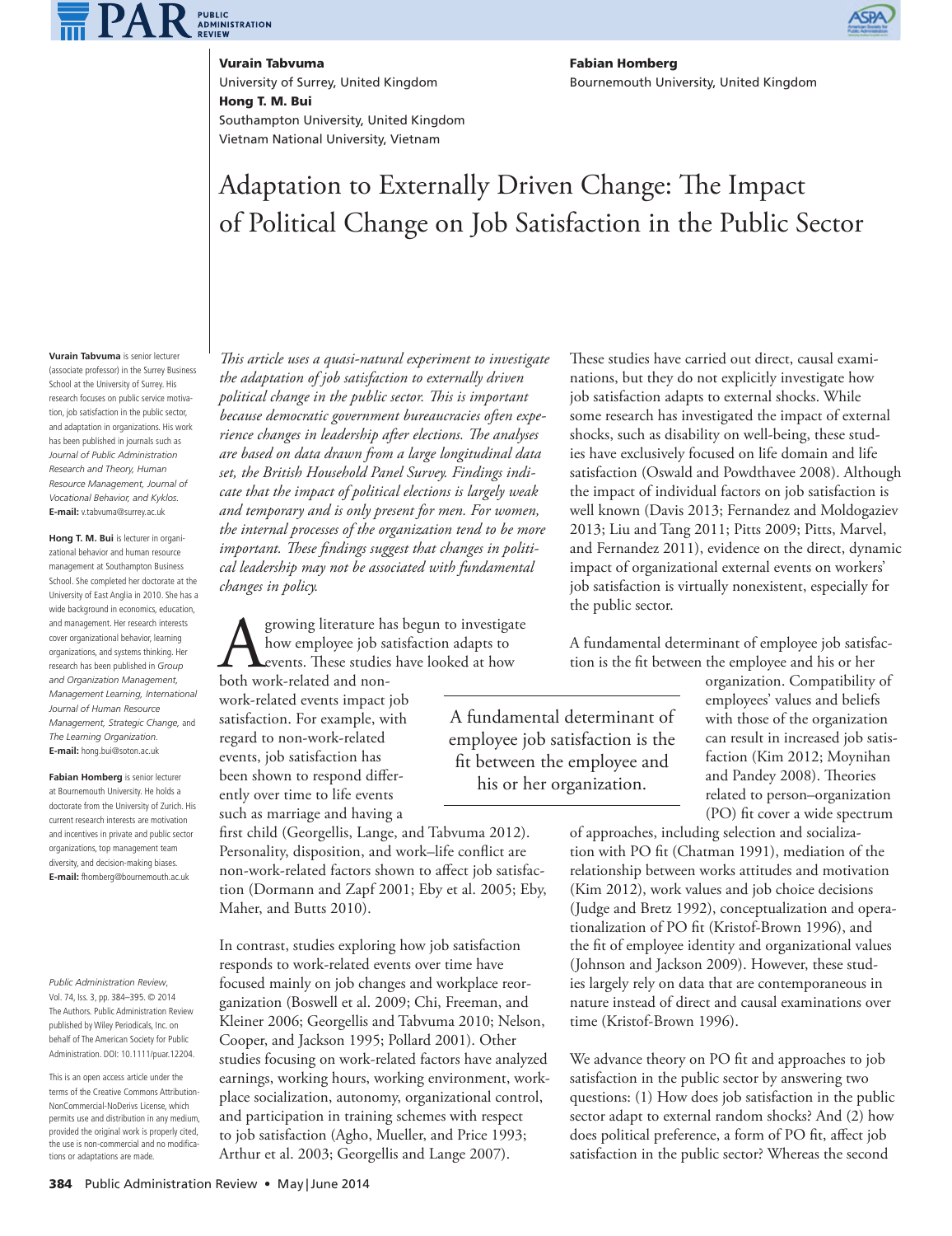**Vurain Tabvuma**
University of Surrey, United Kingdom
**Hong T. M. Bui**
Southampton University, United Kingdom
Vietnam National University, Vietnam

**Fabian Homberg**
Bournemouth University, United Kingdom

# Adaptation to Externally Driven Change: The Impact of Political Change on Job Satisfaction in the Public Sector

**Vurain Tabvuma** is senior lecturer (associate professor) in the Surrey Business School at the University of Surrey. His research focuses on public service motivation, job satisfaction in the public sector, and adaptation in organizations. His work has been published in journals such as *Journal of Public Administration Research and Theory, Human Resource Management, Journal of Vocational Behavior, and Kyklos.*
**E-mail:** v.tabvuma@surrey.ac.uk

**Hong T. M. Bui** is lecturer in organizational behavior and human resource management at Southampton Business School. She completed her doctorate at the University of East Anglia in 2010. She has a wide background in economics, education, and management. Her research interests cover organizational behavior, learning organizations, and systems thinking. Her research has been published in *Group and Organization Management, Management Learning, International Journal of Human Resource Management, Strategic Change,* and *The Learning Organization.*
**E-mail:** hong.bui@soton.ac.uk

**Fabian Homberg** is senior lecturer at Bournemouth University. He holds a doctorate from the University of Zurich. His current research interests are motivation and incentives in private and public sector organizations, top management team diversity, and decision-making biases.
**E-mail:** fhomberg@bournemouth.ac.uk

*Public Administration Review*, Vol. 74, Iss. 3, pp. 384–395. © 2014 The Authors. Public Administration Review published by Wiley Periodicals, Inc. on behalf of The American Society for Public Administration. DOI: 10.1111/puar.12204.

This is an open access article under the terms of the Creative Commons Attribution-NonCommercial-NoDerivs License, which permits use and distribution in any medium, provided the original work is properly cited, the use is non-commercial and no modifications or adaptations are made.

*This article uses a quasi-natural experiment to investigate the adaptation of job satisfaction to externally driven political change in the public sector. This is important because democratic government bureaucracies often experience changes in leadership after elections. The analyses are based on data drawn from a large longitudinal data set, the British Household Panel Survey. Findings indicate that the impact of political elections is largely weak and temporary and is only present for men. For women, the internal processes of the organization tend to be more important. These findings suggest that changes in political leadership may not be associated with fundamental changes in policy.*

A growing literature has begun to investigate how employee job satisfaction adapts to events. These studies have looked at how both work-related and non-work-related events impact job satisfaction. For example, with regard to non-work-related events, job satisfaction has been shown to respond differently over time to life events such as marriage and having a first child (Georgellis, Lange, and Tabvuma 2012). Personality, disposition, and work–life conflict are non-work-related factors shown to affect job satisfaction (Dormann and Zapf 2001; Eby et al. 2005; Eby, Maher, and Butts 2010).

In contrast, studies exploring how job satisfaction responds to work-related events over time have focused mainly on job changes and workplace reorganization (Boswell et al. 2009; Chi, Freeman, and Kleiner 2006; Georgellis and Tabvuma 2010; Nelson, Cooper, and Jackson 1995; Pollard 2001). Other studies focusing on work-related factors have analyzed earnings, working hours, working environment, workplace socialization, autonomy, organizational control, and participation in training schemes with respect to job satisfaction (Agho, Mueller, and Price 1993; Arthur et al. 2003; Georgellis and Lange 2007).

These studies have carried out direct, causal examinations, but they do not explicitly investigate how job satisfaction adapts to external shocks. While some research has investigated the impact of external shocks, such as disability on well-being, these studies have exclusively focused on life domain and life satisfaction (Oswald and Powdthavee 2008). Although the impact of individual factors on job satisfaction is well known (Davis 2013; Fernandez and Moldogaziev 2013; Liu and Tang 2011; Pitts 2009; Pitts, Marvel, and Fernandez 2011), evidence on the direct, dynamic impact of organizational external events on workers' job satisfaction is virtually nonexistent, especially for the public sector.

A fundamental determinant of employee job satisfaction is the fit between the employee and his or her organization. Compatibility of employees' values and beliefs with those of the organization can result in increased job satisfaction (Kim 2012; Moynihan and Pandey 2008). Theories related to person–organization (PO) fit cover a wide spectrum of approaches, including selection and socialization with PO fit (Chatman 1991), mediation of the relationship between works attitudes and motivation (Kim 2012), work values and job choice decisions (Judge and Bretz 1992), conceptualization and operationalization of PO fit (Kristof-Brown 1996), and the fit of employee identity and organizational values (Johnson and Jackson 2009). However, these studies largely rely on data that are contemporaneous in nature instead of direct and causal examinations over time (Kristof-Brown 1996).

> A fundamental determinant of employee job satisfaction is the fit between the employee and his or her organization.

We advance theory on PO fit and approaches to job satisfaction in the public sector by answering two questions: (1) How does job satisfaction in the public sector adapt to external random shocks? And (2) how does political preference, a form of PO fit, affect job satisfaction in the public sector? Whereas the second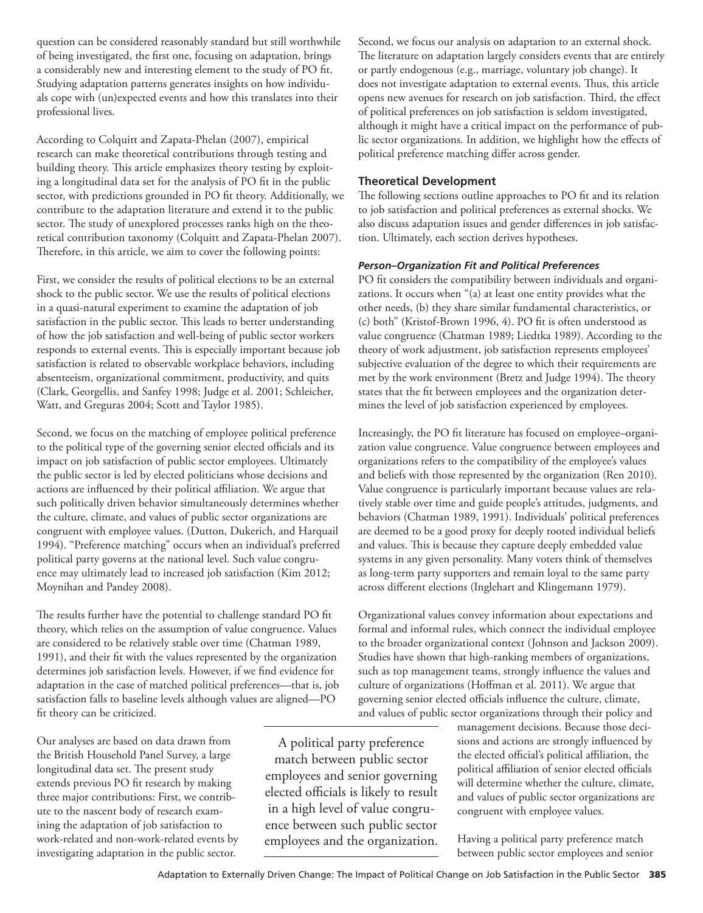question can be considered reasonably standard but still worthwhile of being investigated, the first one, focusing on adaptation, brings a considerably new and interesting element to the study of PO fit. Studying adaptation patterns generates insights on how individuals cope with (un)expected events and how this translates into their professional lives.

According to Colquitt and Zapata-Phelan (2007), empirical research can make theoretical contributions through testing and building theory. This article emphasizes theory testing by exploiting a longitudinal data set for the analysis of PO fit in the public sector, with predictions grounded in PO fit theory. Additionally, we contribute to the adaptation literature and extend it to the public sector. The study of unexplored processes ranks high on the theoretical contribution taxonomy (Colquitt and Zapata-Phelan 2007). Therefore, in this article, we aim to cover the following points:

First, we consider the results of political elections to be an external shock to the public sector. We use the results of political elections in a quasi-natural experiment to examine the adaptation of job satisfaction in the public sector. This leads to better understanding of how the job satisfaction and well-being of public sector workers responds to external events. This is especially important because job satisfaction is related to observable workplace behaviors, including absenteeism, organizational commitment, productivity, and quits (Clark, Georgellis, and Sanfey 1998; Judge et al. 2001; Schleicher, Watt, and Greguras 2004; Scott and Taylor 1985).

Second, we focus on the matching of employee political preference to the political type of the governing senior elected officials and its impact on job satisfaction of public sector employees. Ultimately the public sector is led by elected politicians whose decisions and actions are influenced by their political affiliation. We argue that such politically driven behavior simultaneously determines whether the culture, climate, and values of public sector organizations are congruent with employee values. (Dutton, Dukerich, and Harquail 1994). "Preference matching" occurs when an individual's preferred political party governs at the national level. Such value congruence may ultimately lead to increased job satisfaction (Kim 2012; Moynihan and Pandey 2008).

The results further have the potential to challenge standard PO fit theory, which relies on the assumption of value congruence. Values are considered to be relatively stable over time (Chatman 1989, 1991), and their fit with the values represented by the organization determines job satisfaction levels. However, if we find evidence for adaptation in the case of matched political preferences—that is, job satisfaction falls to baseline levels although values are aligned—PO fit theory can be criticized.

Our analyses are based on data drawn from the British Household Panel Survey, a large longitudinal data set. The present study extends previous PO fit research by making three major contributions: First, we contribute to the nascent body of research examining the adaptation of job satisfaction to work-related and non-work-related events by investigating adaptation in the public sector.

Second, we focus our analysis on adaptation to an external shock. The literature on adaptation largely considers events that are entirely or partly endogenous (e.g., marriage, voluntary job change). It does not investigate adaptation to external events. Thus, this article opens new avenues for research on job satisfaction. Third, the effect of political preferences on job satisfaction is seldom investigated, although it might have a critical impact on the performance of public sector organizations. In addition, we highlight how the effects of political preference matching differ across gender.

## Theoretical Development

The following sections outline approaches to PO fit and its relation to job satisfaction and political preferences as external shocks. We also discuss adaptation issues and gender differences in job satisfaction. Ultimately, each section derives hypotheses.

### *Person–Organization Fit and Political Preferences*

PO fit considers the compatibility between individuals and organizations. It occurs when "(a) at least one entity provides what the other needs, (b) they share similar fundamental characteristics, or (c) both" (Kristof-Brown 1996, 4). PO fit is often understood as value congruence (Chatman 1989; Liedtka 1989). According to the theory of work adjustment, job satisfaction represents employees' subjective evaluation of the degree to which their requirements are met by the work environment (Bretz and Judge 1994). The theory states that the fit between employees and the organization determines the level of job satisfaction experienced by employees.

Increasingly, the PO fit literature has focused on employee–organization value congruence. Value congruence between employees and organizations refers to the compatibility of the employee's values and beliefs with those represented by the organization (Ren 2010). Value congruence is particularly important because values are relatively stable over time and guide people's attitudes, judgments, and behaviors (Chatman 1989, 1991). Individuals' political preferences are deemed to be a good proxy for deeply rooted individual beliefs and values. This is because they capture deeply embedded value systems in any given personality. Many voters think of themselves as long-term party supporters and remain loyal to the same party across different elections (Inglehart and Klingemann 1979).

Organizational values convey information about expectations and formal and informal rules, which connect the individual employee to the broader organizational context (Johnson and Jackson 2009). Studies have shown that high-ranking members of organizations, such as top management teams, strongly influence the values and culture of organizations (Hoffman et al. 2011). We argue that governing senior elected officials influence the culture, climate, and values of public sector organizations through their policy and management decisions. Because those decisions and actions are strongly influenced by the elected official's political affiliation, the political affiliation of senior elected officials will determine whether the culture, climate, and values of public sector organizations are congruent with employee values.

> A political party preference match between public sector employees and senior governing elected officials is likely to result in a high level of value congruence between such public sector employees and the organization.

Having a political party preference match between public sector employees and senior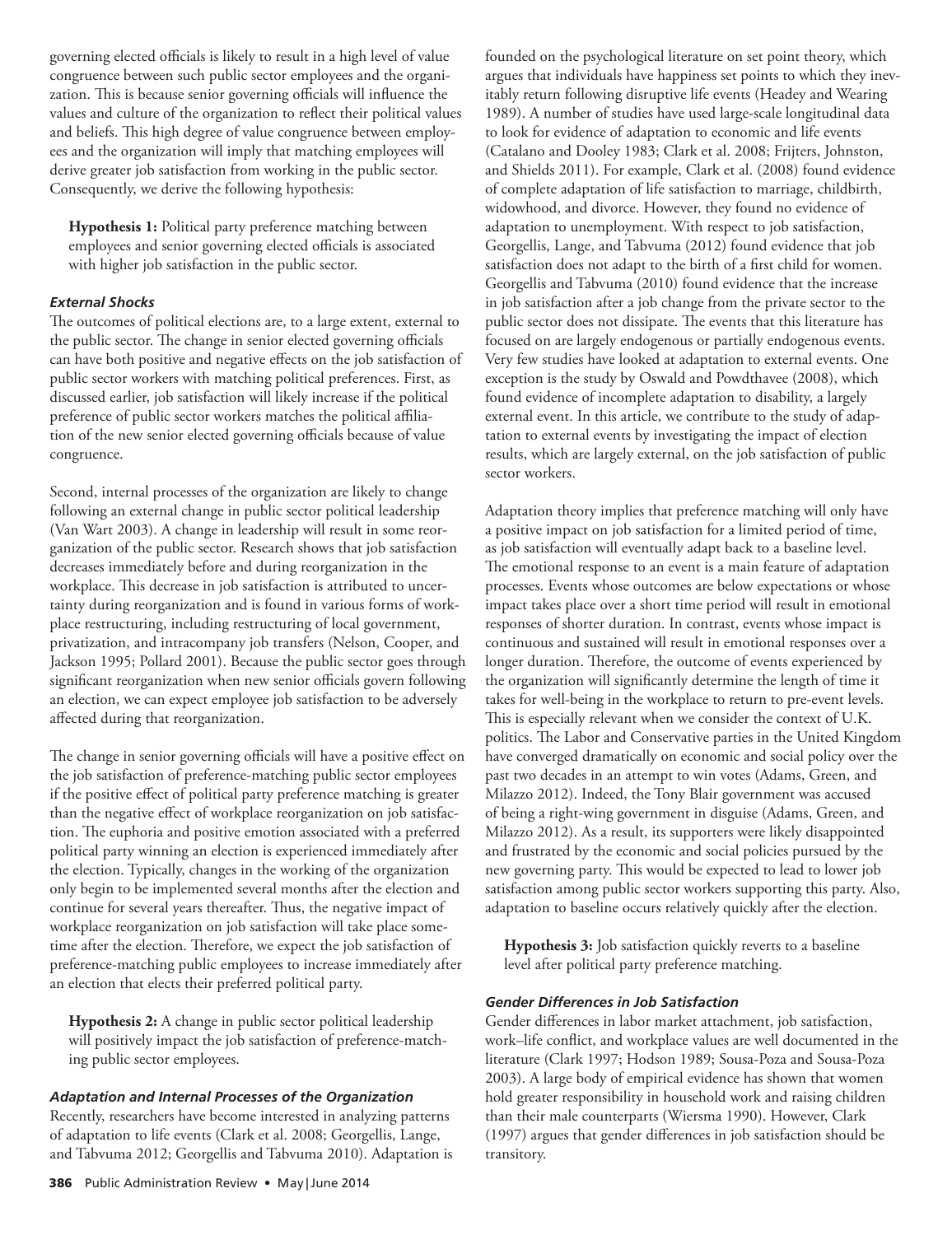governing elected officials is likely to result in a high level of value congruence between such public sector employees and the organization. This is because senior governing officials will influence the values and culture of the organization to reflect their political values and beliefs. This high degree of value congruence between employees and the organization will imply that matching employees will derive greater job satisfaction from working in the public sector. Consequently, we derive the following hypothesis:

> **Hypothesis 1:** Political party preference matching between employees and senior governing elected officials is associated with higher job satisfaction in the public sector.

### *External Shocks*

The outcomes of political elections are, to a large extent, external to the public sector. The change in senior elected governing officials can have both positive and negative effects on the job satisfaction of public sector workers with matching political preferences. First, as discussed earlier, job satisfaction will likely increase if the political preference of public sector workers matches the political affiliation of the new senior elected governing officials because of value congruence.

Second, internal processes of the organization are likely to change following an external change in public sector political leadership (Van Wart 2003). A change in leadership will result in some reorganization of the public sector. Research shows that job satisfaction decreases immediately before and during reorganization in the workplace. This decrease in job satisfaction is attributed to uncertainty during reorganization and is found in various forms of workplace restructuring, including restructuring of local government, privatization, and intracompany job transfers (Nelson, Cooper, and Jackson 1995; Pollard 2001). Because the public sector goes through significant reorganization when new senior officials govern following an election, we can expect employee job satisfaction to be adversely affected during that reorganization.

The change in senior governing officials will have a positive effect on the job satisfaction of preference-matching public sector employees if the positive effect of political party preference matching is greater than the negative effect of workplace reorganization on job satisfaction. The euphoria and positive emotion associated with a preferred political party winning an election is experienced immediately after the election. Typically, changes in the working of the organization only begin to be implemented several months after the election and continue for several years thereafter. Thus, the negative impact of workplace reorganization on job satisfaction will take place sometime after the election. Therefore, we expect the job satisfaction of preference-matching public employees to increase immediately after an election that elects their preferred political party.

> **Hypothesis 2:** A change in public sector political leadership will positively impact the job satisfaction of preference-matching public sector employees.

### *Adaptation and Internal Processes of the Organization*

Recently, researchers have become interested in analyzing patterns of adaptation to life events (Clark et al. 2008; Georgellis, Lange, and Tabvuma 2012; Georgellis and Tabvuma 2010). Adaptation is founded on the psychological literature on set point theory, which argues that individuals have happiness set points to which they inevitably return following disruptive life events (Headey and Wearing 1989). A number of studies have used large-scale longitudinal data to look for evidence of adaptation to economic and life events (Catalano and Dooley 1983; Clark et al. 2008; Frijters, Johnston, and Shields 2011). For example, Clark et al. (2008) found evidence of complete adaptation of life satisfaction to marriage, childbirth, widowhood, and divorce. However, they found no evidence of adaptation to unemployment. With respect to job satisfaction, Georgellis, Lange, and Tabvuma (2012) found evidence that job satisfaction does not adapt to the birth of a first child for women. Georgellis and Tabvuma (2010) found evidence that the increase in job satisfaction after a job change from the private sector to the public sector does not dissipate. The events that this literature has focused on are largely endogenous or partially endogenous events. Very few studies have looked at adaptation to external events. One exception is the study by Oswald and Powdthavee (2008), which found evidence of incomplete adaptation to disability, a largely external event. In this article, we contribute to the study of adaptation to external events by investigating the impact of election results, which are largely external, on the job satisfaction of public sector workers.

Adaptation theory implies that preference matching will only have a positive impact on job satisfaction for a limited period of time, as job satisfaction will eventually adapt back to a baseline level. The emotional response to an event is a main feature of adaptation processes. Events whose outcomes are below expectations or whose impact takes place over a short time period will result in emotional responses of shorter duration. In contrast, events whose impact is continuous and sustained will result in emotional responses over a longer duration. Therefore, the outcome of events experienced by the organization will significantly determine the length of time it takes for well-being in the workplace to return to pre-event levels. This is especially relevant when we consider the context of U.K. politics. The Labor and Conservative parties in the United Kingdom have converged dramatically on economic and social policy over the past two decades in an attempt to win votes (Adams, Green, and Milazzo 2012). Indeed, the Tony Blair government was accused of being a right-wing government in disguise (Adams, Green, and Milazzo 2012). As a result, its supporters were likely disappointed and frustrated by the economic and social policies pursued by the new governing party. This would be expected to lead to lower job satisfaction among public sector workers supporting this party. Also, adaptation to baseline occurs relatively quickly after the election.

> **Hypothesis 3:** Job satisfaction quickly reverts to a baseline level after political party preference matching.

### *Gender Differences in Job Satisfaction*

Gender differences in labor market attachment, job satisfaction, work–life conflict, and workplace values are well documented in the literature (Clark 1997; Hodson 1989; Sousa-Poza and Sousa-Poza 2003). A large body of empirical evidence has shown that women hold greater responsibility in household work and raising children than their male counterparts (Wiersma 1990). However, Clark (1997) argues that gender differences in job satisfaction should be transitory.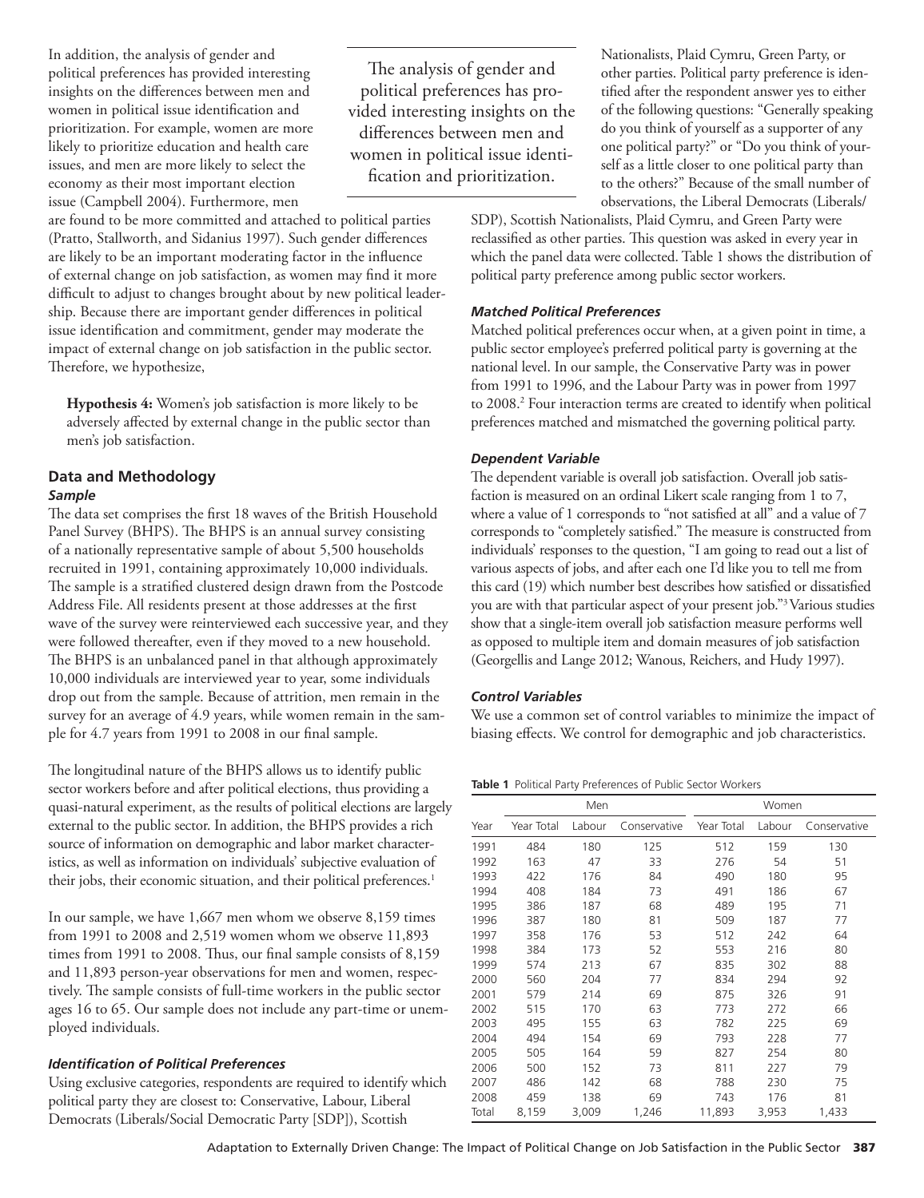In addition, the analysis of gender and political preferences has provided interesting insights on the differences between men and women in political issue identification and prioritization. For example, women are more likely to prioritize education and health care issues, and men are more likely to select the economy as their most important election issue (Campbell 2004). Furthermore, men are found to be more committed and attached to political parties (Pratto, Stallworth, and Sidanius 1997). Such gender differences are likely to be an important moderating factor in the influence of external change on job satisfaction, as women may find it more difficult to adjust to changes brought about by new political leadership. Because there are important gender differences in political issue identification and commitment, gender may moderate the impact of external change on job satisfaction in the public sector. Therefore, we hypothesize,

> The analysis of gender and political preferences has provided interesting insights on the differences between men and women in political issue identification and prioritization.

**Hypothesis 4:** Women's job satisfaction is more likely to be adversely affected by external change in the public sector than men's job satisfaction.

## Data and Methodology

### *Sample*

The data set comprises the first 18 waves of the British Household Panel Survey (BHPS). The BHPS is an annual survey consisting of a nationally representative sample of about 5,500 households recruited in 1991, containing approximately 10,000 individuals. The sample is a stratified clustered design drawn from the Postcode Address File. All residents present at those addresses at the first wave of the survey were reinterviewed each successive year, and they were followed thereafter, even if they moved to a new household. The BHPS is an unbalanced panel in that although approximately 10,000 individuals are interviewed year to year, some individuals drop out from the sample. Because of attrition, men remain in the survey for an average of 4.9 years, while women remain in the sample for 4.7 years from 1991 to 2008 in our final sample.

The longitudinal nature of the BHPS allows us to identify public sector workers before and after political elections, thus providing a quasi-natural experiment, as the results of political elections are largely external to the public sector. In addition, the BHPS provides a rich source of information on demographic and labor market characteristics, as well as information on individuals' subjective evaluation of their jobs, their economic situation, and their political preferences.[1]

In our sample, we have 1,667 men whom we observe 8,159 times from 1991 to 2008 and 2,519 women whom we observe 11,893 times from 1991 to 2008. Thus, our final sample consists of 8,159 and 11,893 person-year observations for men and women, respectively. The sample consists of full-time workers in the public sector ages 16 to 65. Our sample does not include any part-time or unemployed individuals.

### *Identification of Political Preferences*

Using exclusive categories, respondents are required to identify which political party they are closest to: Conservative, Labour, Liberal Democrats (Liberals/Social Democratic Party [SDP]), Scottish Nationalists, Plaid Cymru, Green Party, or other parties. Political party preference is identified after the respondent answer yes to either of the following questions: "Generally speaking do you think of yourself as a supporter of any one political party?" or "Do you think of yourself as a little closer to one political party than to the others?" Because of the small number of observations, the Liberal Democrats (Liberals/SDP), Scottish Nationalists, Plaid Cymru, and Green Party were reclassified as other parties. This question was asked in every year in which the panel data were collected. Table 1 shows the distribution of political party preference among public sector workers.

### *Matched Political Preferences*

Matched political preferences occur when, at a given point in time, a public sector employee's preferred political party is governing at the national level. In our sample, the Conservative Party was in power from 1991 to 1996, and the Labour Party was in power from 1997 to 2008.[2] Four interaction terms are created to identify when political preferences matched and mismatched the governing political party.

### *Dependent Variable*

The dependent variable is overall job satisfaction. Overall job satisfaction is measured on an ordinal Likert scale ranging from 1 to 7, where a value of 1 corresponds to "not satisfied at all" and a value of 7 corresponds to "completely satisfied." The measure is constructed from individuals' responses to the question, "I am going to read out a list of various aspects of jobs, and after each one I'd like you to tell me from this card (19) which number best describes how satisfied or dissatisfied you are with that particular aspect of your present job."[3] Various studies show that a single-item overall job satisfaction measure performs well as opposed to multiple item and domain measures of job satisfaction (Georgellis and Lange 2012; Wanous, Reichers, and Hudy 1997).

### *Control Variables*

We use a common set of control variables to minimize the impact of biasing effects. We control for demographic and job characteristics.

**Table 1** Political Party Preferences of Public Sector Workers

| | Men | | | Women | | |
|---|---|---|---|---|---|---|
| Year | Year Total | Labour | Conservative | Year Total | Labour | Conservative |
| 1991 | 484 | 180 | 125 | 512 | 159 | 130 |
| 1992 | 163 | 47 | 33 | 276 | 54 | 51 |
| 1993 | 422 | 176 | 84 | 490 | 180 | 95 |
| 1994 | 408 | 184 | 73 | 491 | 186 | 67 |
| 1995 | 386 | 187 | 68 | 489 | 195 | 71 |
| 1996 | 387 | 180 | 81 | 509 | 187 | 77 |
| 1997 | 358 | 176 | 53 | 512 | 242 | 64 |
| 1998 | 384 | 173 | 52 | 553 | 216 | 80 |
| 1999 | 574 | 213 | 67 | 835 | 302 | 88 |
| 2000 | 560 | 204 | 77 | 834 | 294 | 92 |
| 2001 | 579 | 214 | 69 | 875 | 326 | 91 |
| 2002 | 515 | 170 | 63 | 773 | 272 | 66 |
| 2003 | 495 | 155 | 63 | 782 | 225 | 69 |
| 2004 | 494 | 154 | 69 | 793 | 228 | 77 |
| 2005 | 505 | 164 | 59 | 827 | 254 | 80 |
| 2006 | 500 | 152 | 73 | 811 | 227 | 79 |
| 2007 | 486 | 142 | 68 | 788 | 230 | 75 |
| 2008 | 459 | 138 | 69 | 743 | 176 | 81 |
| Total | 8,159 | 3,009 | 1,246 | 11,893 | 3,953 | 1,433 |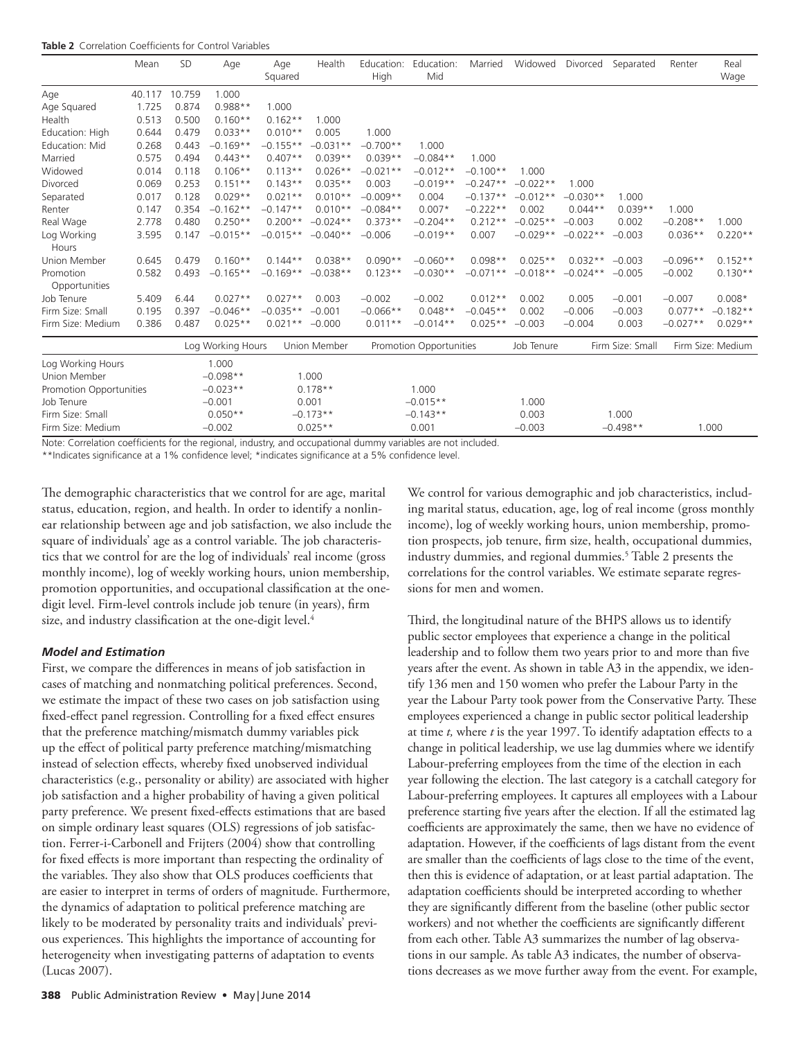**Table 2** Correlation Coefficients for Control Variables

| | Mean | SD | Age | Age Squared | Health | Education: High | Education: Mid | Married | Widowed | Divorced | Separated | Renter | Real Wage |
|---|---|---|---|---|---|---|---|---|---|---|---|---|---|
| Age | 40.117 | 10.759 | 1.000 | | | | | | | | | | |
| Age Squared | 1.725 | 0.874 | 0.988** | 1.000 | | | | | | | | | |
| Health | 0.513 | 0.500 | 0.160** | 0.162** | 1.000 | | | | | | | | |
| Education: High | 0.644 | 0.479 | 0.033** | 0.010** | 0.005 | 1.000 | | | | | | | |
| Education: Mid | 0.268 | 0.443 | −0.169** | −0.155** | −0.031** | −0.700** | 1.000 | | | | | | |
| Married | 0.575 | 0.494 | 0.443** | 0.407** | 0.039** | 0.039** | −0.084** | 1.000 | | | | | |
| Widowed | 0.014 | 0.118 | 0.106** | 0.113** | 0.026** | −0.021** | −0.012** | −0.100** | 1.000 | | | | |
| Divorced | 0.069 | 0.253 | 0.151** | 0.143** | 0.035** | 0.003 | −0.019** | −0.247** | −0.022** | 1.000 | | | |
| Separated | 0.017 | 0.128 | 0.029** | 0.021** | 0.010** | −0.009** | 0.004 | −0.137** | −0.012** | −0.030** | 1.000 | | |
| Renter | 0.147 | 0.354 | −0.162** | −0.147** | 0.010** | −0.084** | 0.007* | −0.222** | 0.002 | 0.044** | 0.039** | 1.000 | |
| Real Wage | 2.778 | 0.480 | 0.250** | 0.200** | −0.024** | 0.373** | −0.204** | 0.212** | −0.025** | −0.003 | 0.002 | −0.208** | 1.000 |
| Log Working Hours | 3.595 | 0.147 | −0.015** | −0.015** | −0.040** | −0.006 | −0.019** | 0.007 | −0.029** | −0.022** | −0.003 | 0.036** | 0.220** |
| Union Member | 0.645 | 0.479 | 0.160** | 0.144** | 0.038** | 0.090** | −0.060** | 0.098** | 0.025** | 0.032** | −0.003 | −0.096** | 0.152** |
| Promotion Opportunities | 0.582 | 0.493 | −0.165** | −0.169** | −0.038** | 0.123** | −0.030** | −0.071** | −0.018** | −0.024** | −0.005 | −0.002 | 0.130** |
| Job Tenure | 5.409 | 6.44 | 0.027** | 0.027** | 0.003 | −0.002 | −0.002 | 0.012** | 0.002 | 0.005 | −0.001 | −0.007 | 0.008* |
| Firm Size: Small | 0.195 | 0.397 | −0.046** | −0.035** | −0.001 | −0.066** | 0.048** | −0.045** | 0.002 | −0.006 | −0.003 | 0.077** | −0.182** |
| Firm Size: Medium | 0.386 | 0.487 | 0.025** | 0.021** | −0.000 | 0.011** | −0.014** | 0.025** | −0.003 | −0.004 | 0.003 | −0.027** | 0.029** |

| | Log Working Hours | Union Member | Promotion Opportunities | Job Tenure | Firm Size: Small | Firm Size: Medium |
|---|---|---|---|---|---|---|
| Log Working Hours | 1.000 | | | | | |
| Union Member | −0.098** | 1.000 | | | | |
| Promotion Opportunities | −0.023** | 0.178** | 1.000 | | | |
| Job Tenure | −0.001 | 0.001 | −0.015** | 1.000 | | |
| Firm Size: Small | 0.050** | −0.173** | −0.143** | 0.003 | 1.000 | |
| Firm Size: Medium | −0.002 | 0.025** | 0.001 | −0.003 | −0.498** | 1.000 |

Note: Correlation coefficients for the regional, industry, and occupational dummy variables are not included.

**Indicates significance at a 1% confidence level; *indicates significance at a 5% confidence level.

The demographic characteristics that we control for are age, marital status, education, region, and health. In order to identify a nonlinear relationship between age and job satisfaction, we also include the square of individuals' age as a control variable. The job characteristics that we control for are the log of individuals' real income (gross monthly income), log of weekly working hours, union membership, promotion opportunities, and occupational classification at the one-digit level. Firm-level controls include job tenure (in years), firm size, and industry classification at the one-digit level.[4]

### *Model and Estimation*

First, we compare the differences in means of job satisfaction in cases of matching and nonmatching political preferences. Second, we estimate the impact of these two cases on job satisfaction using fixed-effect panel regression. Controlling for a fixed effect ensures that the preference matching/mismatch dummy variables pick up the effect of political party preference matching/mismatching instead of selection effects, whereby fixed unobserved individual characteristics (e.g., personality or ability) are associated with higher job satisfaction and a higher probability of having a given political party preference. We present fixed-effects estimations that are based on simple ordinary least squares (OLS) regressions of job satisfaction. Ferrer-i-Carbonell and Frijters (2004) show that controlling for fixed effects is more important than respecting the ordinality of the variables. They also show that OLS produces coefficients that are easier to interpret in terms of orders of magnitude. Furthermore, the dynamics of adaptation to political preference matching are likely to be moderated by personality traits and individuals' previous experiences. This highlights the importance of accounting for heterogeneity when investigating patterns of adaptation to events (Lucas 2007).

We control for various demographic and job characteristics, including marital status, education, age, log of real income (gross monthly income), log of weekly working hours, union membership, promotion prospects, job tenure, firm size, health, occupational dummies, industry dummies, and regional dummies.[5] Table 2 presents the correlations for the control variables. We estimate separate regressions for men and women.

Third, the longitudinal nature of the BHPS allows us to identify public sector employees that experience a change in the political leadership and to follow them two years prior to and more than five years after the event. As shown in table A3 in the appendix, we identify 136 men and 150 women who prefer the Labour Party in the year the Labour Party took power from the Conservative Party. These employees experienced a change in public sector political leadership at time $t$, where $t$ is the year 1997. To identify adaptation effects to a change in political leadership, we use lag dummies where we identify Labour-preferring employees from the time of the election in each year following the election. The last category is a catchall category for Labour-preferring employees. It captures all employees with a Labour preference starting five years after the election. If all the estimated lag coefficients are approximately the same, then we have no evidence of adaptation. However, if the coefficients of lags distant from the event are smaller than the coefficients of lags close to the time of the event, then this is evidence of adaptation, or at least partial adaptation. The adaptation coefficients should be interpreted according to whether they are significantly different from the baseline (other public sector workers) and not whether the coefficients are significantly different from each other. Table A3 summarizes the number of lag observations in our sample. As table A3 indicates, the number of observations decreases as we move further away from the event. For example,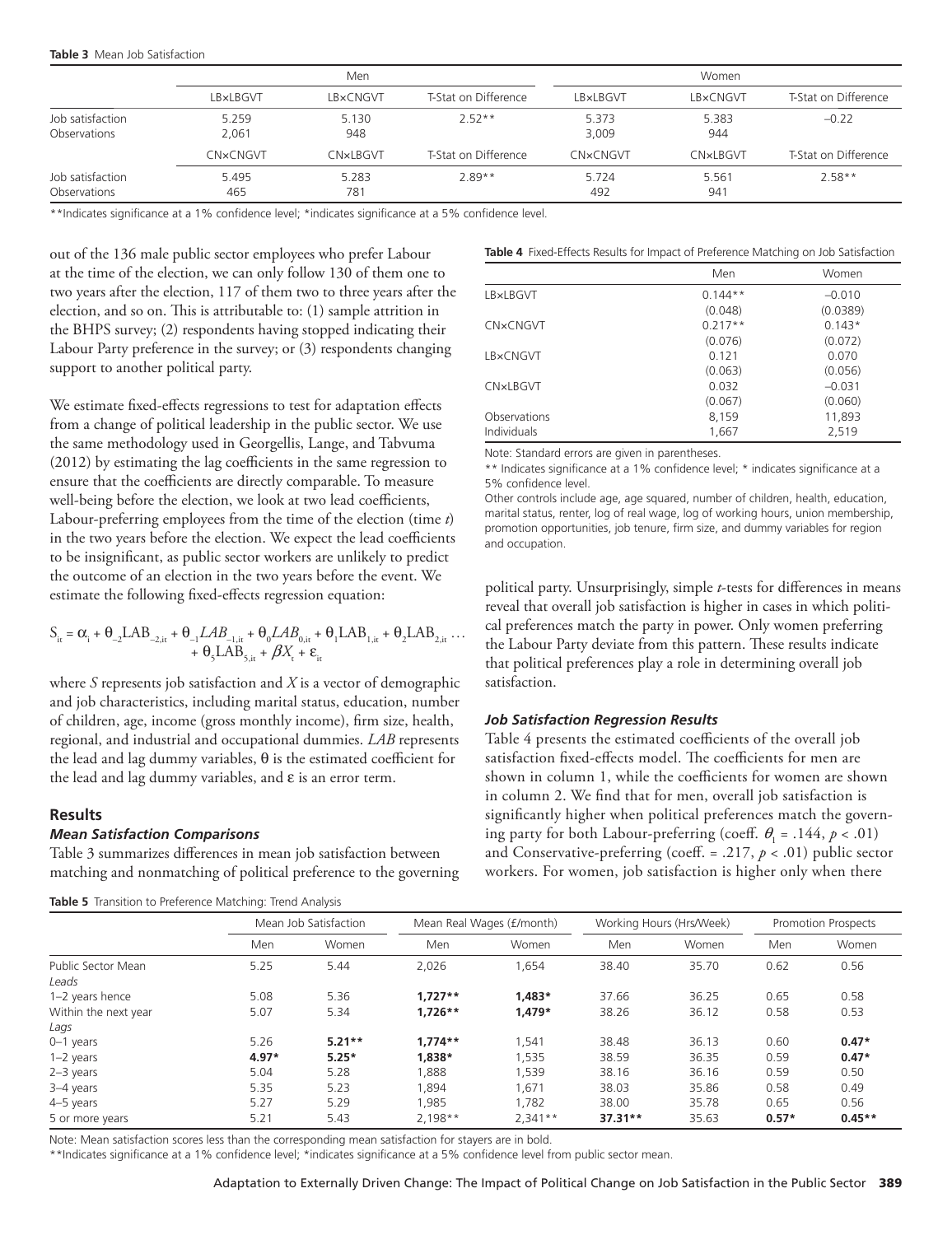**Table 3** Mean Job Satisfaction

| | Men | | | Women | | |
|---|---|---|---|---|---|---|
| | LB×LBGVT | LB×CNGVT | T-Stat on Difference | LB×LBGVT | LB×CNGVT | T-Stat on Difference |
| Job satisfaction | 5.259 | 5.130 | 2.52** | 5.373 | 5.383 | −0.22 |
| Observations | 2,061 | 948 | | 3,009 | 944 | |
| | CN×CNGVT | CN×LBGVT | T-Stat on Difference | CN×CNGVT | CN×LBGVT | T-Stat on Difference |
| Job satisfaction | 5.495 | 5.283 | 2.89** | 5.724 | 5.561 | 2.58** |
| Observations | 465 | 781 | | 492 | 941 | |

**Indicates significance at a 1% confidence level; *indicates significance at a 5% confidence level.

out of the 136 male public sector employees who prefer Labour at the time of the election, we can only follow 130 of them one to two years after the election, 117 of them two to three years after the election, and so on. This is attributable to: (1) sample attrition in the BHPS survey; (2) respondents having stopped indicating their Labour Party preference in the survey; or (3) respondents changing support to another political party.

We estimate fixed-effects regressions to test for adaptation effects from a change of political leadership in the public sector. We use the same methodology used in Georgellis, Lange, and Tabvuma (2012) by estimating the lag coefficients in the same regression to ensure that the coefficients are directly comparable. To measure well-being before the election, we look at two lead coefficients, Labour-preferring employees from the time of the election (time *t*) in the two years before the election. We expect the lead coefficients to be insignificant, as public sector workers are unlikely to predict the outcome of an election in the two years before the event. We estimate the following fixed-effects regression equation:

$$S_{it} = \alpha_i + \theta_{-2}LAB_{-2,it} + \theta_{-1}LAB_{-1,it} + \theta_0 LAB_{0,it} + \theta_1 LAB_{1,it} + \theta_2 LAB_{2,it} \ldots + \theta_5 LAB_{5,it} + \beta X_t + \varepsilon_{it}$$

where *S* represents job satisfaction and *X* is a vector of demographic and job characteristics, including marital status, education, number of children, age, income (gross monthly income), firm size, health, regional, and industrial and occupational dummies. *LAB* represents the lead and lag dummy variables, θ is the estimated coefficient for the lead and lag dummy variables, and ε is an error term.

## Results

### *Mean Satisfaction Comparisons*

Table 3 summarizes differences in mean job satisfaction between matching and nonmatching of political preference to the governing political party. Unsurprisingly, simple *t*-tests for differences in means reveal that overall job satisfaction is higher in cases in which political preferences match the party in power. Only women preferring the Labour Party deviate from this pattern. These results indicate that political preferences play a role in determining overall job satisfaction.

**Table 4** Fixed-Effects Results for Impact of Preference Matching on Job Satisfaction

| | Men | Women |
|---|---|---|
| LB×LBGVT | 0.144** | −0.010 |
| | (0.048) | (0.0389) |
| CN×CNGVT | 0.217** | 0.143* |
| | (0.076) | (0.072) |
| LB×CNGVT | 0.121 | 0.070 |
| | (0.063) | (0.056) |
| CN×LBGVT | 0.032 | −0.031 |
| | (0.067) | (0.060) |
| Observations | 8,159 | 11,893 |
| Individuals | 1,667 | 2,519 |

Note: Standard errors are given in parentheses.

** Indicates significance at a 1% confidence level; * indicates significance at a 5% confidence level.

Other controls include age, age squared, number of children, health, education, marital status, renter, log of real wage, log of working hours, union membership, promotion opportunities, job tenure, firm size, and dummy variables for region and occupation.

### *Job Satisfaction Regression Results*

Table 4 presents the estimated coefficients of the overall job satisfaction fixed-effects model. The coefficients for men are shown in column 1, while the coefficients for women are shown in column 2. We find that for men, overall job satisfaction is significantly higher when political preferences match the governing party for both Labour-preferring (coeff. $\theta_1$ = .144, $p < .01$) and Conservative-preferring (coeff. = .217, $p < .01$) public sector workers. For women, job satisfaction is higher only when there

**Table 5** Transition to Preference Matching: Trend Analysis

| | Mean Job Satisfaction | | Mean Real Wages (£/month) | | Working Hours (Hrs/Week) | | Promotion Prospects | |
|---|---|---|---|---|---|---|---|---|
| | Men | Women | Men | Women | Men | Women | Men | Women |
| Public Sector Mean | 5.25 | 5.44 | 2,026 | 1,654 | 38.40 | 35.70 | 0.62 | 0.56 |
| *Leads* | | | | | | | | |
| 1–2 years hence | 5.08 | 5.36 | **1,727**** | **1,483*** | 37.66 | 36.25 | 0.65 | 0.58 |
| Within the next year | 5.07 | 5.34 | **1,726**** | **1,479*** | 38.26 | 36.12 | 0.58 | 0.53 |
| *Lags* | | | | | | | | |
| 0–1 years | 5.26 | **5.21**** | **1,774**** | 1,541 | 38.48 | 36.13 | 0.60 | **0.47*** |
| 1–2 years | **4.97*** | **5.25*** | **1,838*** | 1,535 | 38.59 | 36.35 | 0.59 | **0.47*** |
| 2–3 years | 5.04 | 5.28 | 1,888 | 1,539 | 38.16 | 36.16 | 0.59 | 0.50 |
| 3–4 years | 5.35 | 5.23 | 1,894 | 1,671 | 38.03 | 35.86 | 0.58 | 0.49 |
| 4–5 years | 5.27 | 5.29 | 1,985 | 1,782 | 38.00 | 35.78 | 0.65 | 0.56 |
| 5 or more years | 5.21 | 5.43 | 2,198** | 2,341** | **37.31**** | 35.63 | **0.57*** | **0.45**** |

Note: Mean satisfaction scores less than the corresponding mean satisfaction for stayers are in bold.

**Indicates significance at a 1% confidence level; *indicates significance at a 5% confidence level from public sector mean.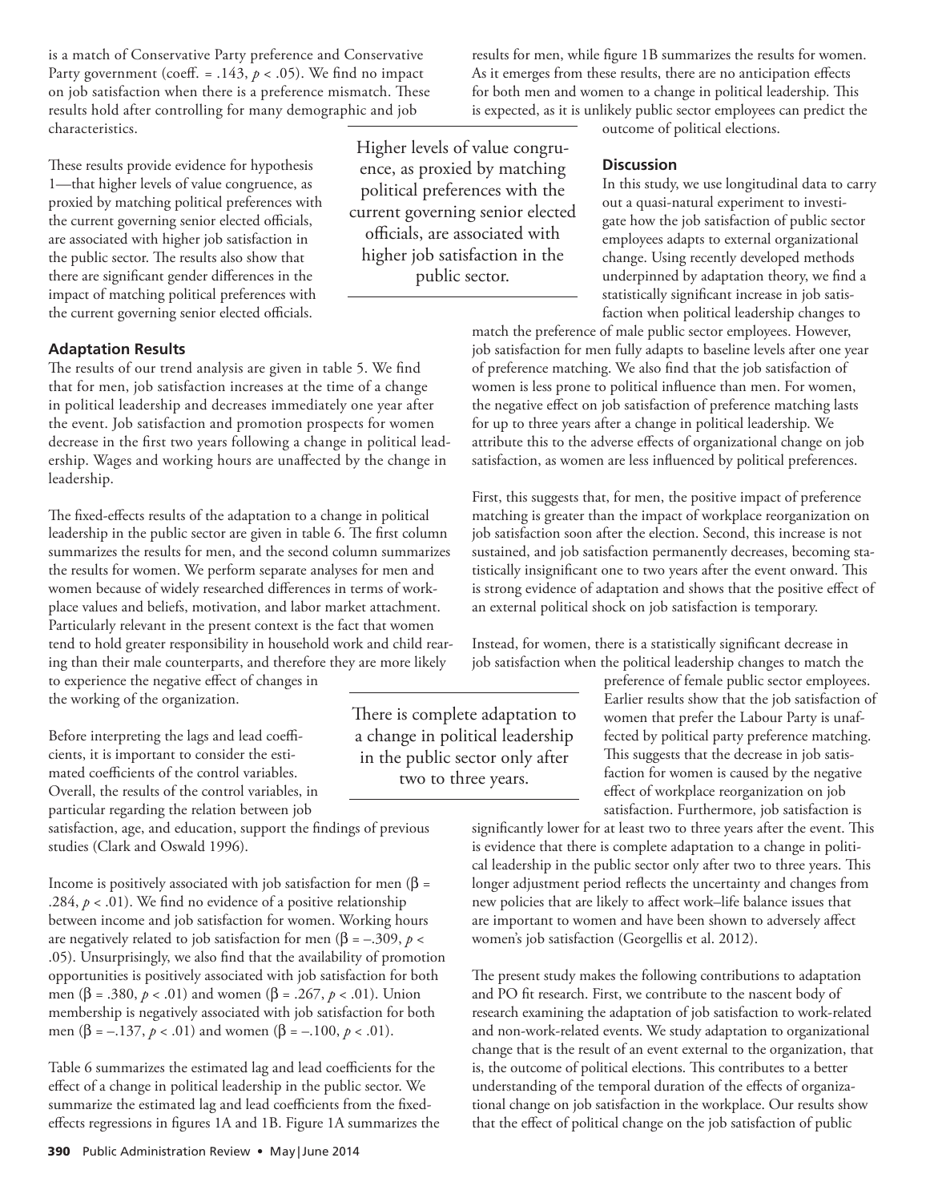is a match of Conservative Party preference and Conservative Party government (coeff. = .143, $p < .05$). We find no impact on job satisfaction when there is a preference mismatch. These results hold after controlling for many demographic and job characteristics.

These results provide evidence for hypothesis 1—that higher levels of value congruence, as proxied by matching political preferences with the current governing senior elected officials, are associated with higher job satisfaction in the public sector. The results also show that there are significant gender differences in the impact of matching political preferences with the current governing senior elected officials.

> Higher levels of value congruence, as proxied by matching political preferences with the current governing senior elected officials, are associated with higher job satisfaction in the public sector.

### Adaptation Results

The results of our trend analysis are given in table 5. We find that for men, job satisfaction increases at the time of a change in political leadership and decreases immediately one year after the event. Job satisfaction and promotion prospects for women decrease in the first two years following a change in political leadership. Wages and working hours are unaffected by the change in leadership.

The fixed-effects results of the adaptation to a change in political leadership in the public sector are given in table 6. The first column summarizes the results for men, and the second column summarizes the results for women. We perform separate analyses for men and women because of widely researched differences in terms of workplace values and beliefs, motivation, and labor market attachment. Particularly relevant in the present context is the fact that women tend to hold greater responsibility in household work and child rearing than their male counterparts, and therefore they are more likely to experience the negative effect of changes in the working of the organization.

> There is complete adaptation to a change in political leadership in the public sector only after two to three years.

Before interpreting the lags and lead coefficients, it is important to consider the estimated coefficients of the control variables. Overall, the results of the control variables, in particular regarding the relation between job satisfaction, age, and education, support the findings of previous studies (Clark and Oswald 1996).

Income is positively associated with job satisfaction for men ($\beta = .284$, $p < .01$). We find no evidence of a positive relationship between income and job satisfaction for women. Working hours are negatively related to job satisfaction for men ($\beta = -.309$, $p < .05$). Unsurprisingly, we also find that the availability of promotion opportunities is positively associated with job satisfaction for both men ($\beta = .380$, $p < .01$) and women ($\beta = .267$, $p < .01$). Union membership is negatively associated with job satisfaction for both men ($\beta = -.137$, $p < .01$) and women ($\beta = -.100$, $p < .01$).

Table 6 summarizes the estimated lag and lead coefficients for the effect of a change in political leadership in the public sector. We summarize the estimated lag and lead coefficients from the fixed-effects regressions in figures 1A and 1B. Figure 1A summarizes the results for men, while figure 1B summarizes the results for women. As it emerges from these results, there are no anticipation effects for both men and women to a change in political leadership. This is expected, as it is unlikely public sector employees can predict the outcome of political elections.

### Discussion

In this study, we use longitudinal data to carry out a quasi-natural experiment to investigate how the job satisfaction of public sector employees adapts to external organizational change. Using recently developed methods underpinned by adaptation theory, we find a statistically significant increase in job satisfaction when political leadership changes to match the preference of male public sector employees. However, job satisfaction for men fully adapts to baseline levels after one year of preference matching. We also find that the job satisfaction of women is less prone to political influence than men. For women, the negative effect on job satisfaction of preference matching lasts for up to three years after a change in political leadership. We attribute this to the adverse effects of organizational change on job satisfaction, as women are less influenced by political preferences.

First, this suggests that, for men, the positive impact of preference matching is greater than the impact of workplace reorganization on job satisfaction soon after the election. Second, this increase is not sustained, and job satisfaction permanently decreases, becoming statistically insignificant one to two years after the event onward. This is strong evidence of adaptation and shows that the positive effect of an external political shock on job satisfaction is temporary.

Instead, for women, there is a statistically significant decrease in job satisfaction when the political leadership changes to match the preference of female public sector employees. Earlier results show that the job satisfaction of women that prefer the Labour Party is unaffected by political party preference matching. This suggests that the decrease in job satisfaction for women is caused by the negative effect of workplace reorganization on job satisfaction. Furthermore, job satisfaction is significantly lower for at least two to three years after the event. This is evidence that there is complete adaptation to a change in political leadership in the public sector only after two to three years. This longer adjustment period reflects the uncertainty and changes from new policies that are likely to affect work–life balance issues that are important to women and have been shown to adversely affect women's job satisfaction (Georgellis et al. 2012).

The present study makes the following contributions to adaptation and PO fit research. First, we contribute to the nascent body of research examining the adaptation of job satisfaction to work-related and non-work-related events. We study adaptation to organizational change that is the result of an event external to the organization, that is, the outcome of political elections. This contributes to a better understanding of the temporal duration of the effects of organizational change on job satisfaction in the workplace. Our results show that the effect of political change on the job satisfaction of public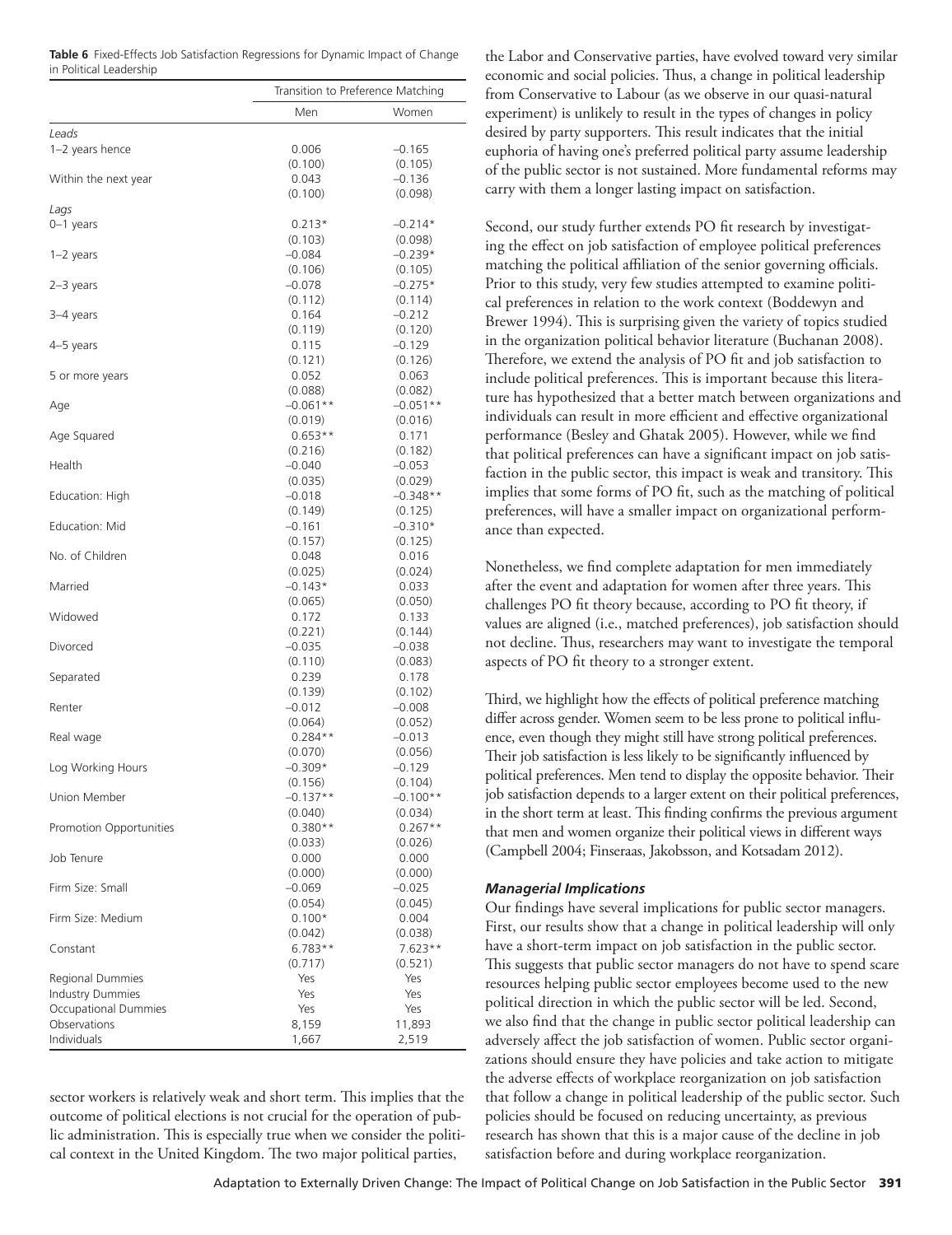**Table 6** Fixed-Effects Job Satisfaction Regressions for Dynamic Impact of Change in Political Leadership

| | Transition to Preference Matching | |
|---|---|---|
| | Men | Women |
| *Leads* | | |
| 1–2 years hence | 0.006 | –0.165 |
| | (0.100) | (0.105) |
| Within the next year | 0.043 | –0.136 |
| | (0.100) | (0.098) |
| *Lags* | | |
| 0–1 years | 0.213* | –0.214* |
| | (0.103) | (0.098) |
| 1–2 years | –0.084 | –0.239* |
| | (0.106) | (0.105) |
| 2–3 years | –0.078 | –0.275* |
| | (0.112) | (0.114) |
| 3–4 years | 0.164 | –0.212 |
| | (0.119) | (0.120) |
| 4–5 years | 0.115 | –0.129 |
| | (0.121) | (0.126) |
| 5 or more years | 0.052 | 0.063 |
| | (0.088) | (0.082) |
| Age | –0.061** | –0.051** |
| | (0.019) | (0.016) |
| Age Squared | 0.653** | 0.171 |
| | (0.216) | (0.182) |
| Health | –0.040 | –0.053 |
| | (0.035) | (0.029) |
| Education: High | –0.018 | –0.348** |
| | (0.149) | (0.125) |
| Education: Mid | –0.161 | –0.310* |
| | (0.157) | (0.125) |
| No. of Children | 0.048 | 0.016 |
| | (0.025) | (0.024) |
| Married | –0.143* | 0.033 |
| | (0.065) | (0.050) |
| Widowed | 0.172 | 0.133 |
| | (0.221) | (0.144) |
| Divorced | –0.035 | –0.038 |
| | (0.110) | (0.083) |
| Separated | 0.239 | 0.178 |
| | (0.139) | (0.102) |
| Renter | –0.012 | –0.008 |
| | (0.064) | (0.052) |
| Real wage | 0.284** | –0.013 |
| | (0.070) | (0.056) |
| Log Working Hours | –0.309* | –0.129 |
| | (0.156) | (0.104) |
| Union Member | –0.137** | –0.100** |
| | (0.040) | (0.034) |
| Promotion Opportunities | 0.380** | 0.267** |
| | (0.033) | (0.026) |
| Job Tenure | 0.000 | 0.000 |
| | (0.000) | (0.000) |
| Firm Size: Small | –0.069 | –0.025 |
| | (0.054) | (0.045) |
| Firm Size: Medium | 0.100* | 0.004 |
| | (0.042) | (0.038) |
| Constant | 6.783** | 7.623** |
| | (0.717) | (0.521) |
| Regional Dummies | Yes | Yes |
| Industry Dummies | Yes | Yes |
| Occupational Dummies | Yes | Yes |
| Observations | 8,159 | 11,893 |
| Individuals | 1,667 | 2,519 |

sector workers is relatively weak and short term. This implies that the outcome of political elections is not crucial for the operation of public administration. This is especially true when we consider the political context in the United Kingdom. The two major political parties, the Labor and Conservative parties, have evolved toward very similar economic and social policies. Thus, a change in political leadership from Conservative to Labour (as we observe in our quasi-natural experiment) is unlikely to result in the types of changes in policy desired by party supporters. This result indicates that the initial euphoria of having one's preferred political party assume leadership of the public sector is not sustained. More fundamental reforms may carry with them a longer lasting impact on satisfaction.

Second, our study further extends PO fit research by investigating the effect on job satisfaction of employee political preferences matching the political affiliation of the senior governing officials. Prior to this study, very few studies attempted to examine political preferences in relation to the work context (Boddewyn and Brewer 1994). This is surprising given the variety of topics studied in the organization political behavior literature (Buchanan 2008). Therefore, we extend the analysis of PO fit and job satisfaction to include political preferences. This is important because this literature has hypothesized that a better match between organizations and individuals can result in more efficient and effective organizational performance (Besley and Ghatak 2005). However, while we find that political preferences can have a significant impact on job satisfaction in the public sector, this impact is weak and transitory. This implies that some forms of PO fit, such as the matching of political preferences, will have a smaller impact on organizational performance than expected.

Nonetheless, we find complete adaptation for men immediately after the event and adaptation for women after three years. This challenges PO fit theory because, according to PO fit theory, if values are aligned (i.e., matched preferences), job satisfaction should not decline. Thus, researchers may want to investigate the temporal aspects of PO fit theory to a stronger extent.

Third, we highlight how the effects of political preference matching differ across gender. Women seem to be less prone to political influence, even though they might still have strong political preferences. Their job satisfaction is less likely to be significantly influenced by political preferences. Men tend to display the opposite behavior. Their job satisfaction depends to a larger extent on their political preferences, in the short term at least. This finding confirms the previous argument that men and women organize their political views in different ways (Campbell 2004; Finseraas, Jakobsson, and Kotsadam 2012).

### *Managerial Implications*

Our findings have several implications for public sector managers. First, our results show that a change in political leadership will only have a short-term impact on job satisfaction in the public sector. This suggests that public sector managers do not have to spend scare resources helping public sector employees become used to the new political direction in which the public sector will be led. Second, we also find that the change in public sector political leadership can adversely affect the job satisfaction of women. Public sector organizations should ensure they have policies and take action to mitigate the adverse effects of workplace reorganization on job satisfaction that follow a change in political leadership of the public sector. Such policies should be focused on reducing uncertainty, as previous research has shown that this is a major cause of the decline in job satisfaction before and during workplace reorganization.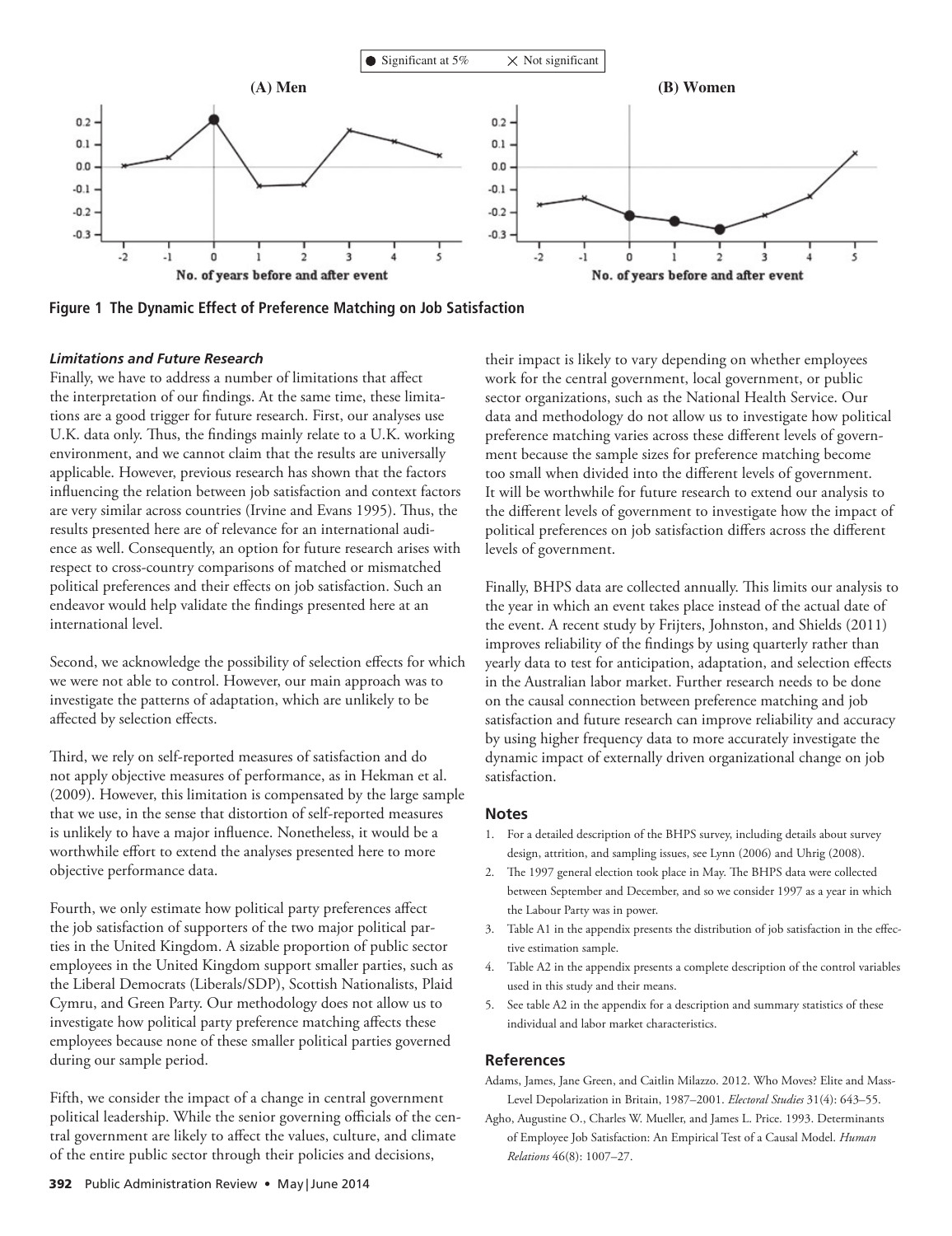Significant at 5%   Not significant

(A) Men

0.2
0.1
0.0
-0.1
-0.2
-0.3

-2 -1 0 1 2 3 4 5

No. of years before and after event

(B) Women

0.2
0.1
0.0
-0.1
-0.2
-0.3

-2 -1 0 1 2 3 4 5

No. of years before and after event

**Figure 1 The Dynamic Effect of Preference Matching on Job Satisfaction**

### *Limitations and Future Research*

Finally, we have to address a number of limitations that affect the interpretation of our findings. At the same time, these limitations are a good trigger for future research. First, our analyses use U.K. data only. Thus, the findings mainly relate to a U.K. working environment, and we cannot claim that the results are universally applicable. However, previous research has shown that the factors influencing the relation between job satisfaction and context factors are very similar across countries (Irvine and Evans 1995). Thus, the results presented here are of relevance for an international audience as well. Consequently, an option for future research arises with respect to cross-country comparisons of matched or mismatched political preferences and their effects on job satisfaction. Such an endeavor would help validate the findings presented here at an international level.

Second, we acknowledge the possibility of selection effects for which we were not able to control. However, our main approach was to investigate the patterns of adaptation, which are unlikely to be affected by selection effects.

Third, we rely on self-reported measures of satisfaction and do not apply objective measures of performance, as in Hekman et al. (2009). However, this limitation is compensated by the large sample that we use, in the sense that distortion of self-reported measures is unlikely to have a major influence. Nonetheless, it would be a worthwhile effort to extend the analyses presented here to more objective performance data.

Fourth, we only estimate how political party preferences affect the job satisfaction of supporters of the two major political parties in the United Kingdom. A sizable proportion of public sector employees in the United Kingdom support smaller parties, such as the Liberal Democrats (Liberals/SDP), Scottish Nationalists, Plaid Cymru, and Green Party. Our methodology does not allow us to investigate how political party preference matching affects these employees because none of these smaller political parties governed during our sample period.

Fifth, we consider the impact of a change in central government political leadership. While the senior governing officials of the central government are likely to affect the values, culture, and climate of the entire public sector through their policies and decisions, their impact is likely to vary depending on whether employees work for the central government, local government, or public sector organizations, such as the National Health Service. Our data and methodology do not allow us to investigate how political preference matching varies across these different levels of government because the sample sizes for preference matching become too small when divided into the different levels of government. It will be worthwhile for future research to extend our analysis to the different levels of government to investigate how the impact of political preferences on job satisfaction differs across the different levels of government.

Finally, BHPS data are collected annually. This limits our analysis to the year in which an event takes place instead of the actual date of the event. A recent study by Frijters, Johnston, and Shields (2011) improves reliability of the findings by using quarterly rather than yearly data to test for anticipation, adaptation, and selection effects in the Australian labor market. Further research needs to be done on the causal connection between preference matching and job satisfaction and future research can improve reliability and accuracy by using higher frequency data to more accurately investigate the dynamic impact of externally driven organizational change on job satisfaction.

## Notes

1. For a detailed description of the BHPS survey, including details about survey design, attrition, and sampling issues, see Lynn (2006) and Uhrig (2008).
2. The 1997 general election took place in May. The BHPS data were collected between September and December, and so we consider 1997 as a year in which the Labour Party was in power.
3. Table A1 in the appendix presents the distribution of job satisfaction in the effective estimation sample.
4. Table A2 in the appendix presents a complete description of the control variables used in this study and their means.
5. See table A2 in the appendix for a description and summary statistics of these individual and labor market characteristics.

## References

Adams, James, Jane Green, and Caitlin Milazzo. 2012. Who Moves? Elite and Mass-Level Depolarization in Britain, 1987–2001. *Electoral Studies* 31(4): 643–55.

Agho, Augustine O., Charles W. Mueller, and James L. Price. 1993. Determinants of Employee Job Satisfaction: An Empirical Test of a Causal Model. *Human Relations* 46(8): 1007–27.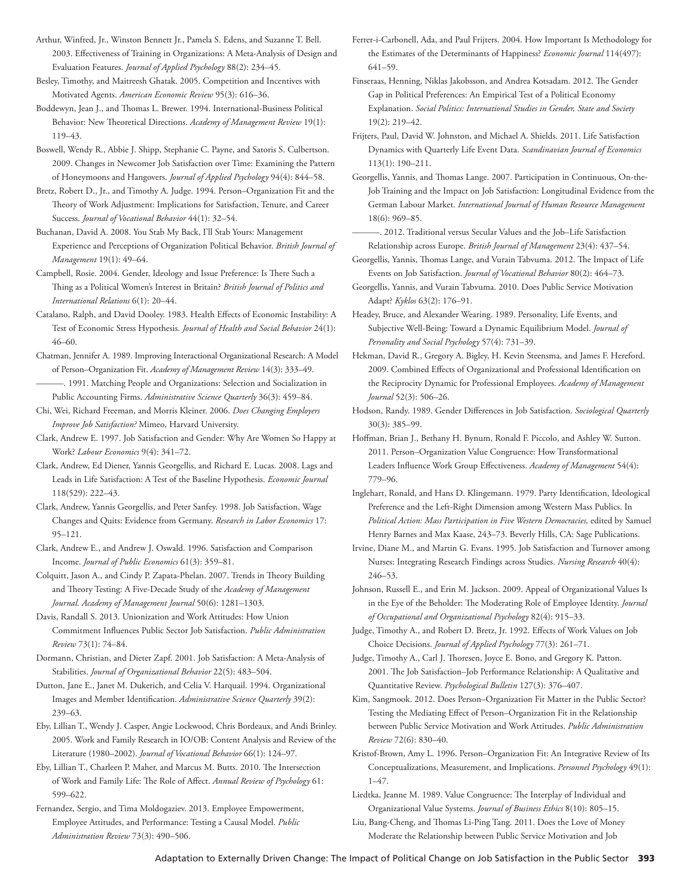Arthur, Winfred, Jr., Winston Bennett Jr., Pamela S. Edens, and Suzanne T. Bell. 2003. Effectiveness of Training in Organizations: A Meta-Analysis of Design and Evaluation Features. *Journal of Applied Psychology* 88(2): 234–45.

Besley, Timothy, and Maitreesh Ghatak. 2005. Competition and Incentives with Motivated Agents. *American Economic Review* 95(3): 616–36.

Boddewyn, Jean J., and Thomas L. Brewer. 1994. International-Business Political Behavior: New Theoretical Directions. *Academy of Management Review* 19(1): 119–43.

Boswell, Wendy R., Abbie J. Shipp, Stephanie C. Payne, and Satoris S. Culbertson. 2009. Changes in Newcomer Job Satisfaction over Time: Examining the Pattern of Honeymoons and Hangovers. *Journal of Applied Psychology* 94(4): 844–58.

Bretz, Robert D., Jr., and Timothy A. Judge. 1994. Person–Organization Fit and the Theory of Work Adjustment: Implications for Satisfaction, Tenure, and Career Success. *Journal of Vocational Behavior* 44(1): 32–54.

Buchanan, David A. 2008. You Stab My Back, I'll Stab Yours: Management Experience and Perceptions of Organization Political Behavior. *British Journal of Management* 19(1): 49–64.

Campbell, Rosie. 2004. Gender, Ideology and Issue Preference: Is There Such a Thing as a Political Women's Interest in Britain? *British Journal of Politics and International Relations* 6(1): 20–44.

Catalano, Ralph, and David Dooley. 1983. Health Effects of Economic Instability: A Test of Economic Stress Hypothesis. *Journal of Health and Social Behavior* 24(1): 46–60.

Chatman, Jennifer A. 1989. Improving Interactional Organizational Research: A Model of Person–Organization Fit. *Academy of Management Review* 14(3): 333–49.

———. 1991. Matching People and Organizations: Selection and Socialization in Public Accounting Firms. *Administrative Science Quarterly* 36(3): 459–84.

Chi, Wei, Richard Freeman, and Morris Kleiner. 2006. *Does Changing Employers Improve Job Satisfaction?* Mimeo, Harvard University.

Clark, Andrew E. 1997. Job Satisfaction and Gender: Why Are Women So Happy at Work? *Labour Economics* 9(4): 341–72.

Clark, Andrew, Ed Diener, Yannis Georgellis, and Richard E. Lucas. 2008. Lags and Leads in Life Satisfaction: A Test of the Baseline Hypothesis. *Economic Journal* 118(529): 222–43.

Clark, Andrew, Yannis Georgellis, and Peter Sanfey. 1998. Job Satisfaction, Wage Changes and Quits: Evidence from Germany. *Research in Labor Economics* 17: 95–121.

Clark, Andrew E., and Andrew J. Oswald. 1996. Satisfaction and Comparison Income. *Journal of Public Economics* 61(3): 359–81.

Colquitt, Jason A., and Cindy P. Zapata-Phelan. 2007. Trends in Theory Building and Theory Testing: A Five-Decade Study of the *Academy of Management Journal. Academy of Management Journal* 50(6): 1281–1303.

Davis, Randall S. 2013. Unionization and Work Attitudes: How Union Commitment Influences Public Sector Job Satisfaction. *Public Administration Review* 73(1): 74–84.

Dormann, Christian, and Dieter Zapf. 2001. Job Satisfaction: A Meta-Analysis of Stabilities. *Journal of Organizational Behavior* 22(5): 483–504.

Dutton, Jane E., Janet M. Dukerich, and Celia V. Harquail. 1994. Organizational Images and Member Identification. *Administrative Science Quarterly* 39(2): 239–63.

Eby, Lillian T., Wendy J. Casper, Angie Lockwood, Chris Bordeaux, and Andi Brinley. 2005. Work and Family Research in IO/OB: Content Analysis and Review of the Literature (1980–2002). *Journal of Vocational Behavior* 66(1): 124–97.

Eby, Lillian T., Charleen P. Maher, and Marcus M. Butts. 2010. The Intersection of Work and Family Life: The Role of Affect. *Annual Review of Psychology* 61: 599–622.

Fernandez, Sergio, and Tima Moldogaziev. 2013. Employee Empowerment, Employee Attitudes, and Performance: Testing a Causal Model. *Public Administration Review* 73(3): 490–506.

Ferrer-i-Carbonell, Ada, and Paul Frijters. 2004. How Important Is Methodology for the Estimates of the Determinants of Happiness? *Economic Journal* 114(497): 641–59.

Finseraas, Henning, Niklas Jakobsson, and Andrea Kotsadam. 2012. The Gender Gap in Political Preferences: An Empirical Test of a Political Economy Explanation. *Social Politics: International Studies in Gender, State and Society* 19(2): 219–42.

Frijters, Paul, David W. Johnston, and Michael A. Shields. 2011. Life Satisfaction Dynamics with Quarterly Life Event Data. *Scandinavian Journal of Economics* 113(1): 190–211.

Georgellis, Yannis, and Thomas Lange. 2007. Participation in Continuous, On-the-Job Training and the Impact on Job Satisfaction: Longitudinal Evidence from the German Labour Market. *International Journal of Human Resource Management* 18(6): 969–85.

———. 2012. Traditional versus Secular Values and the Job–Life Satisfaction Relationship across Europe. *British Journal of Management* 23(4): 437–54.

Georgellis, Yannis, Thomas Lange, and Vurain Tabvuma. 2012. The Impact of Life Events on Job Satisfaction. *Journal of Vocational Behavior* 80(2): 464–73.

Georgellis, Yannis, and Vurain Tabvuma. 2010. Does Public Service Motivation Adapt? *Kyklos* 63(2): 176–91.

Headey, Bruce, and Alexander Wearing. 1989. Personality, Life Events, and Subjective Well-Being: Toward a Dynamic Equilibrium Model. *Journal of Personality and Social Psychology* 57(4): 731–39.

Hekman, David R., Gregory A. Bigley, H. Kevin Steensma, and James F. Hereford. 2009. Combined Effects of Organizational and Professional Identification on the Reciprocity Dynamic for Professional Employees. *Academy of Management Journal* 52(3): 506–26.

Hodson, Randy. 1989. Gender Differences in Job Satisfaction. *Sociological Quarterly* 30(3): 385–99.

Hoffman, Brian J., Bethany H. Bynum, Ronald F. Piccolo, and Ashley W. Sutton. 2011. Person–Organization Value Congruence: How Transformational Leaders Influence Work Group Effectiveness. *Academy of Management* 54(4): 779–96.

Inglehart, Ronald, and Hans D. Klingemann. 1979. Party Identification, Ideological Preference and the Left-Right Dimension among Western Mass Publics. In *Political Action: Mass Participation in Five Western Democracies,* edited by Samuel Henry Barnes and Max Kaase, 243–73. Beverly Hills, CA: Sage Publications.

Irvine, Diane M., and Martin G. Evans. 1995. Job Satisfaction and Turnover among Nurses: Integrating Research Findings across Studies. *Nursing Research* 40(4): 246–53.

Johnson, Russell E., and Erin M. Jackson. 2009. Appeal of Organizational Values Is in the Eye of the Beholder: The Moderating Role of Employee Identity. *Journal of Occupational and Organizational Psychology* 82(4): 915–33.

Judge, Timothy A., and Robert D. Bretz, Jr. 1992. Effects of Work Values on Job Choice Decisions. *Journal of Applied Psychology* 77(3): 261–71.

Judge, Timothy A., Carl J. Thoresen, Joyce E. Bono, and Gregory K. Patton. 2001. The Job Satisfaction–Job Performance Relationship: A Qualitative and Quantitative Review. *Psychological Bulletin* 127(3): 376–407.

Kim, Sangmook. 2012. Does Person–Organization Fit Matter in the Public Sector? Testing the Mediating Effect of Person–Organization Fit in the Relationship between Public Service Motivation and Work Attitudes. *Public Administration Review* 72(6): 830–40.

Kristof-Brown, Amy L. 1996. Person–Organization Fit: An Integrative Review of Its Conceptualizations, Measurement, and Implications. *Personnel Psychology* 49(1): 1–47.

Liedtka, Jeanne M. 1989. Value Congruence: The Interplay of Individual and Organizational Value Systems. *Journal of Business Ethics* 8(10): 805–15.

Liu, Bang-Cheng, and Thomas Li-Ping Tang. 2011. Does the Love of Money Moderate the Relationship between Public Service Motivation and Job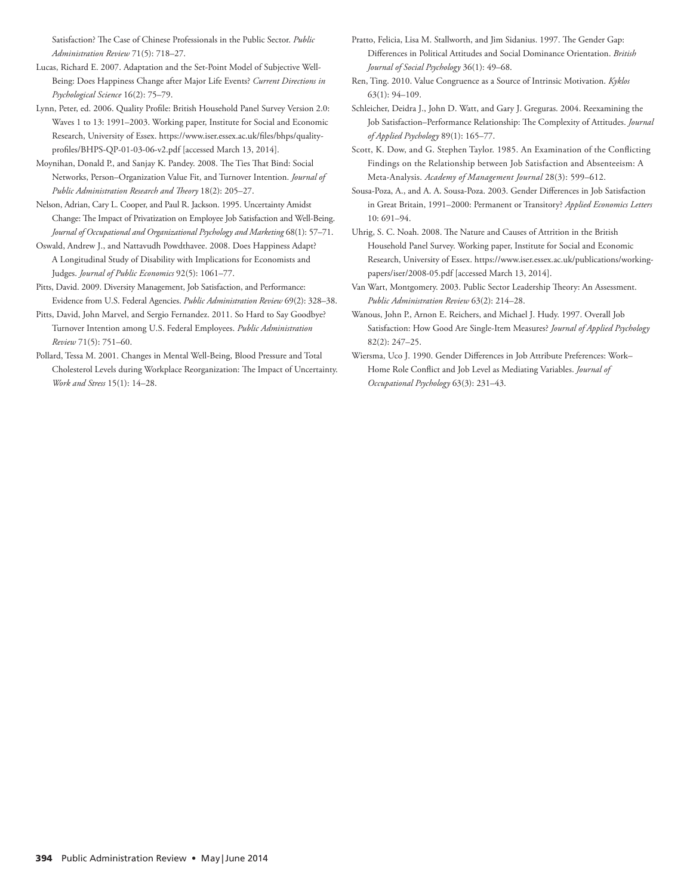Satisfaction? The Case of Chinese Professionals in the Public Sector. *Public Administration Review* 71(5): 718–27.

Lucas, Richard E. 2007. Adaptation and the Set-Point Model of Subjective Well-Being: Does Happiness Change after Major Life Events? *Current Directions in Psychological Science* 16(2): 75–79.

Lynn, Peter, ed. 2006. Quality Profile: British Household Panel Survey Version 2.0: Waves 1 to 13: 1991–2003. Working paper, Institute for Social and Economic Research, University of Essex. https://www.iser.essex.ac.uk/files/bhps/quality-profiles/BHPS-QP-01-03-06-v2.pdf [accessed March 13, 2014].

Moynihan, Donald P., and Sanjay K. Pandey. 2008. The Ties That Bind: Social Networks, Person–Organization Value Fit, and Turnover Intention. *Journal of Public Administration Research and Theory* 18(2): 205–27.

Nelson, Adrian, Cary L. Cooper, and Paul R. Jackson. 1995. Uncertainty Amidst Change: The Impact of Privatization on Employee Job Satisfaction and Well-Being. *Journal of Occupational and Organizational Psychology and Marketing* 68(1): 57–71.

Oswald, Andrew J., and Nattavudh Powdthavee. 2008. Does Happiness Adapt? A Longitudinal Study of Disability with Implications for Economists and Judges. *Journal of Public Economics* 92(5): 1061–77.

Pitts, David. 2009. Diversity Management, Job Satisfaction, and Performance: Evidence from U.S. Federal Agencies. *Public Administration Review* 69(2): 328–38.

Pitts, David, John Marvel, and Sergio Fernandez. 2011. So Hard to Say Goodbye? Turnover Intention among U.S. Federal Employees. *Public Administration Review* 71(5): 751–60.

Pollard, Tessa M. 2001. Changes in Mental Well-Being, Blood Pressure and Total Cholesterol Levels during Workplace Reorganization: The Impact of Uncertainty. *Work and Stress* 15(1): 14–28.

Pratto, Felicia, Lisa M. Stallworth, and Jim Sidanius. 1997. The Gender Gap: Differences in Political Attitudes and Social Dominance Orientation. *British Journal of Social Psychology* 36(1): 49–68.

Ren, Ting. 2010. Value Congruence as a Source of Intrinsic Motivation. *Kyklos* 63(1): 94–109.

Schleicher, Deidra J., John D. Watt, and Gary J. Greguras. 2004. Reexamining the Job Satisfaction–Performance Relationship: The Complexity of Attitudes. *Journal of Applied Psychology* 89(1): 165–77.

Scott, K. Dow, and G. Stephen Taylor. 1985. An Examination of the Conflicting Findings on the Relationship between Job Satisfaction and Absenteeism: A Meta-Analysis. *Academy of Management Journal* 28(3): 599–612.

Sousa-Poza, A., and A. A. Sousa-Poza. 2003. Gender Differences in Job Satisfaction in Great Britain, 1991–2000: Permanent or Transitory? *Applied Economics Letters* 10: 691–94.

Uhrig, S. C. Noah. 2008. The Nature and Causes of Attrition in the British Household Panel Survey. Working paper, Institute for Social and Economic Research, University of Essex. https://www.iser.essex.ac.uk/publications/working-papers/iser/2008-05.pdf [accessed March 13, 2014].

Van Wart, Montgomery. 2003. Public Sector Leadership Theory: An Assessment. *Public Administration Review* 63(2): 214–28.

Wanous, John P., Arnon E. Reichers, and Michael J. Hudy. 1997. Overall Job Satisfaction: How Good Are Single-Item Measures? *Journal of Applied Psychology* 82(2): 247–25.

Wiersma, Uco J. 1990. Gender Differences in Job Attribute Preferences: Work–Home Role Conflict and Job Level as Mediating Variables. *Journal of Occupational Psychology* 63(3): 231–43.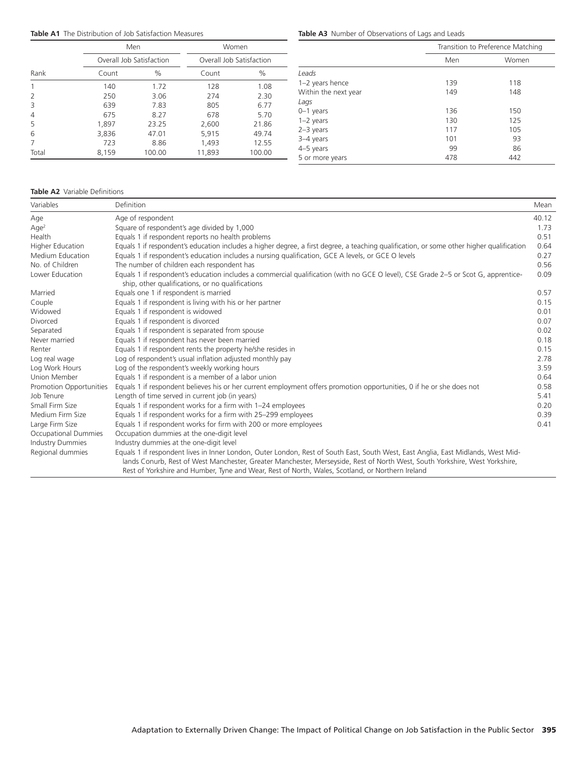**Table A1** The Distribution of Job Satisfaction Measures

| | Men | | Women | |
|---|---|---|---|---|
| | Overall Job Satisfaction | | Overall Job Satisfaction | |
| Rank | Count | % | Count | % |
| 1 | 140 | 1.72 | 128 | 1.08 |
| 2 | 250 | 3.06 | 274 | 2.30 |
| 3 | 639 | 7.83 | 805 | 6.77 |
| 4 | 675 | 8.27 | 678 | 5.70 |
| 5 | 1,897 | 23.25 | 2,600 | 21.86 |
| 6 | 3,836 | 47.01 | 5,915 | 49.74 |
| 7 | 723 | 8.86 | 1,493 | 12.55 |
| Total | 8,159 | 100.00 | 11,893 | 100.00 |

**Table A3** Number of Observations of Lags and Leads

| | Transition to Preference Matching | |
|---|---|---|
| | Men | Women |
| *Leads* | | |
| 1–2 years hence | 139 | 118 |
| Within the next year | 149 | 148 |
| *Lags* | | |
| 0–1 years | 136 | 150 |
| 1–2 years | 130 | 125 |
| 2–3 years | 117 | 105 |
| 3–4 years | 101 | 93 |
| 4–5 years | 99 | 86 |
| 5 or more years | 478 | 442 |

**Table A2** Variable Definitions

| Variables | Definition | Mean |
|---|---|---|
| Age | Age of respondent | 40.12 |
| $Age^2$ | Square of respondent's age divided by 1,000 | 1.73 |
| Health | Equals 1 if respondent reports no health problems | 0.51 |
| Higher Education | Equals 1 if respondent's education includes a higher degree, a first degree, a teaching qualification, or some other higher qualification | 0.64 |
| Medium Education | Equals 1 if respondent's education includes a nursing qualification, GCE A levels, or GCE O levels | 0.27 |
| No. of Children | The number of children each respondent has | 0.56 |
| Lower Education | Equals 1 if respondent's education includes a commercial qualification (with no GCE O level), CSE Grade 2–5 or Scot G, apprenticeship, other qualifications, or no qualifications | 0.09 |
| Married | Equals one 1 if respondent is married | 0.57 |
| Couple | Equals 1 if respondent is living with his or her partner | 0.15 |
| Widowed | Equals 1 if respondent is widowed | 0.01 |
| Divorced | Equals 1 if respondent is divorced | 0.07 |
| Separated | Equals 1 if respondent is separated from spouse | 0.02 |
| Never married | Equals 1 if respondent has never been married | 0.18 |
| Renter | Equals 1 if respondent rents the property he/she resides in | 0.15 |
| Log real wage | Log of respondent's usual inflation adjusted monthly pay | 2.78 |
| Log Work Hours | Log of the respondent's weekly working hours | 3.59 |
| Union Member | Equals 1 if respondent is a member of a labor union | 0.64 |
| Promotion Opportunities | Equals 1 if respondent believes his or her current employment offers promotion opportunities, 0 if he or she does not | 0.58 |
| Job Tenure | Length of time served in current job (in years) | 5.41 |
| Small Firm Size | Equals 1 if respondent works for a firm with 1–24 employees | 0.20 |
| Medium Firm Size | Equals 1 if respondent works for a firm with 25–299 employees | 0.39 |
| Large Firm Size | Equals 1 if respondent works for firm with 200 or more employees | 0.41 |
| Occupational Dummies | Occupation dummies at the one-digit level | |
| Industry Dummies | Industry dummies at the one-digit level | |
| Regional dummies | Equals 1 if respondent lives in Inner London, Outer London, Rest of South East, South West, East Anglia, East Midlands, West Midlands Conurb, Rest of West Manchester, Greater Manchester, Merseyside, Rest of North West, South Yorkshire, West Yorkshire, Rest of Yorkshire and Humber, Tyne and Wear, Rest of North, Wales, Scotland, or Northern Ireland | |